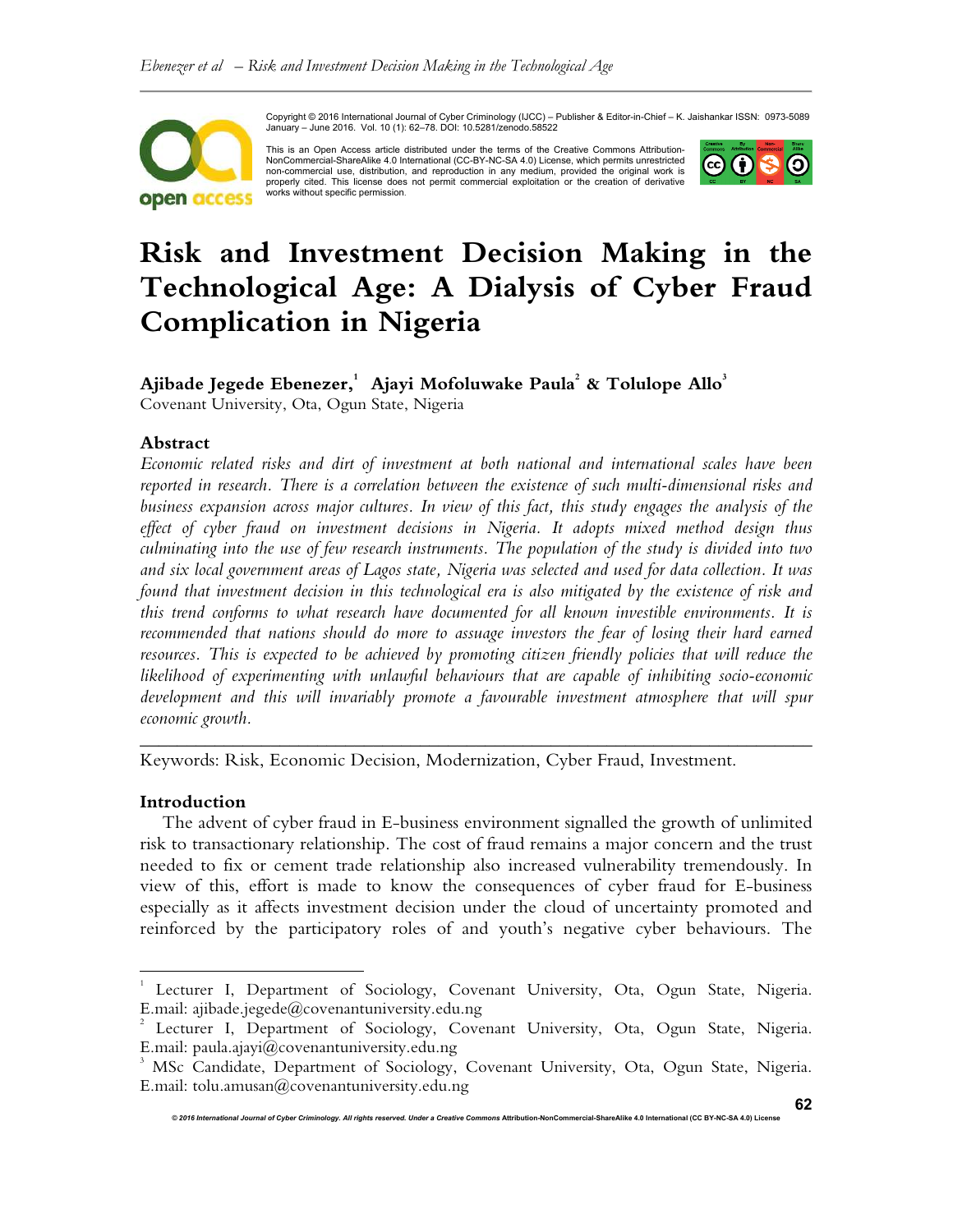Copyright © 2016 International Journal of Cyber Criminology (IJCC) – Publisher & Editor-in-Chief – K. Jaishankar ISSN: 0973-5089 January – June 2016. Vol. 10 (1): 62–78. DOI: 10.5281/zenodo.58522

This is an Open Access article distributed under the terms of the Creative Commons Attribution-NonCommercial-ShareAlike 4.0 International (CC-BY-NC-SA 4.0) License, which permits unrestricted non-commercial use, distribution, and reproduction in any medium, provided the original work is properly cited. This license does not permit commercial exploitation or the creation of derivative works without specific permission.

# Risk and Investment Decision Making in the Technological Age: A Dialysis of Cyber Fraud Complication in Nigeria

**Ajibade Jegede Ebenezer,[1] Ajayi Mofoluwake Paula[2] & Tolulope Allo[3]**
Covenant University, Ota, Ogun State, Nigeria

## Abstract

*Economic related risks and dirt of investment at both national and international scales have been reported in research. There is a correlation between the existence of such multi-dimensional risks and business expansion across major cultures. In view of this fact, this study engages the analysis of the effect of cyber fraud on investment decisions in Nigeria. It adopts mixed method design thus culminating into the use of few research instruments. The population of the study is divided into two and six local government areas of Lagos state, Nigeria was selected and used for data collection. It was found that investment decision in this technological era is also mitigated by the existence of risk and this trend conforms to what research have documented for all known investible environments. It is recommended that nations should do more to assuage investors the fear of losing their hard earned resources. This is expected to be achieved by promoting citizen friendly policies that will reduce the likelihood of experimenting with unlawful behaviours that are capable of inhibiting socio-economic development and this will invariably promote a favourable investment atmosphere that will spur economic growth.*

---

Keywords: Risk, Economic Decision, Modernization, Cyber Fraud, Investment.

## Introduction

The advent of cyber fraud in E-business environment signalled the growth of unlimited risk to transactionary relationship. The cost of fraud remains a major concern and the trust needed to fix or cement trade relationship also increased vulnerability tremendously. In view of this, effort is made to know the consequences of cyber fraud for E-business especially as it affects investment decision under the cloud of uncertainty promoted and reinforced by the participatory roles of and youth's negative cyber behaviours. The

---

[1] Lecturer I, Department of Sociology, Covenant University, Ota, Ogun State, Nigeria. E.mail: ajibade.jegede@covenantuniversity.edu.ng

[2] Lecturer I, Department of Sociology, Covenant University, Ota, Ogun State, Nigeria. E.mail: paula.ajayi@covenantuniversity.edu.ng

[3] MSc Candidate, Department of Sociology, Covenant University, Ota, Ogun State, Nigeria. E.mail: tolu.amusan@covenantuniversity.edu.ng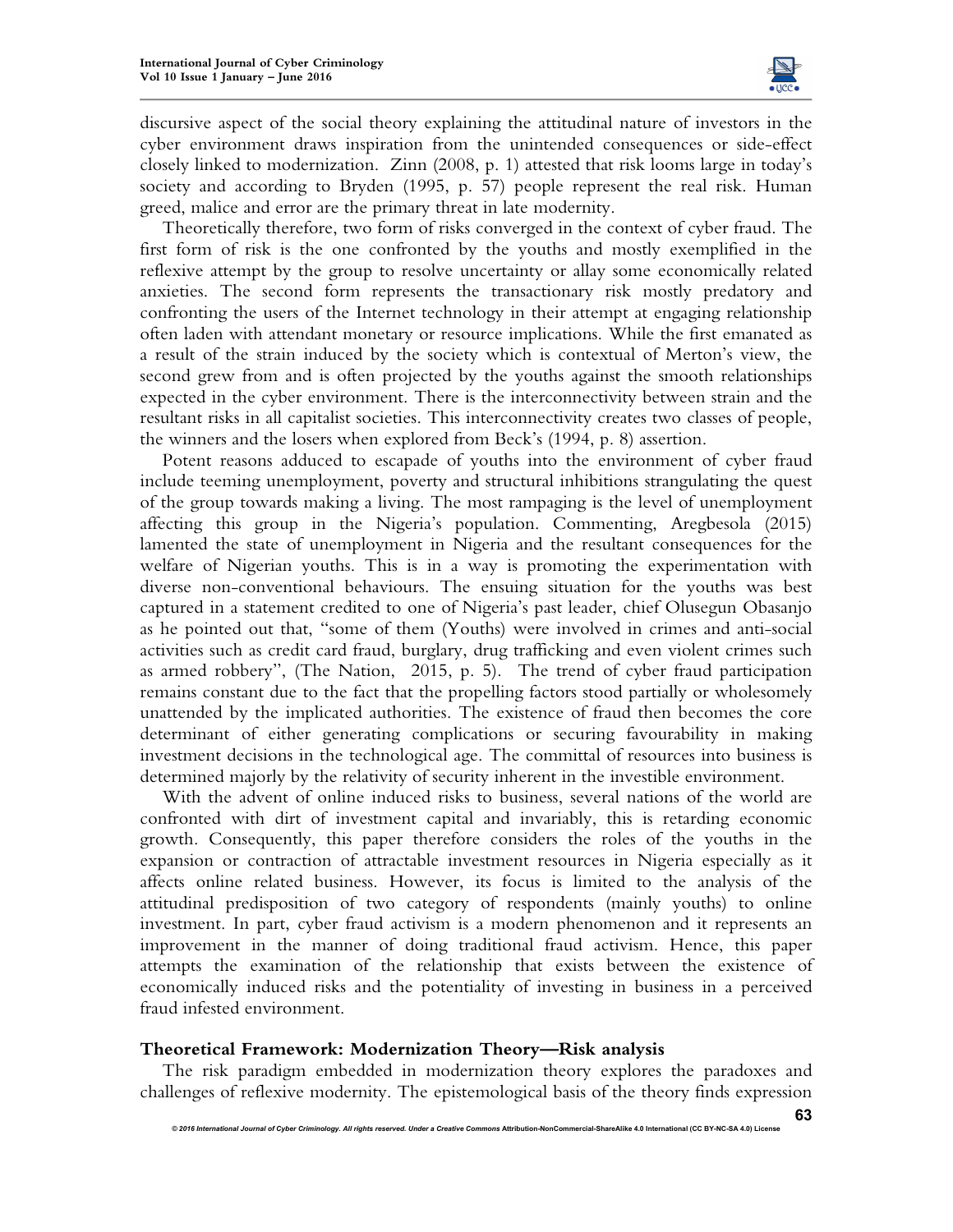discursive aspect of the social theory explaining the attitudinal nature of investors in the cyber environment draws inspiration from the unintended consequences or side-effect closely linked to modernization. Zinn (2008, p. 1) attested that risk looms large in today's society and according to Bryden (1995, p. 57) people represent the real risk. Human greed, malice and error are the primary threat in late modernity.

Theoretically therefore, two form of risks converged in the context of cyber fraud. The first form of risk is the one confronted by the youths and mostly exemplified in the reflexive attempt by the group to resolve uncertainty or allay some economically related anxieties. The second form represents the transactionary risk mostly predatory and confronting the users of the Internet technology in their attempt at engaging relationship often laden with attendant monetary or resource implications. While the first emanated as a result of the strain induced by the society which is contextual of Merton's view, the second grew from and is often projected by the youths against the smooth relationships expected in the cyber environment. There is the interconnectivity between strain and the resultant risks in all capitalist societies. This interconnectivity creates two classes of people, the winners and the losers when explored from Beck's (1994, p. 8) assertion.

Potent reasons adduced to escapade of youths into the environment of cyber fraud include teeming unemployment, poverty and structural inhibitions strangulating the quest of the group towards making a living. The most rampaging is the level of unemployment affecting this group in the Nigeria's population. Commenting, Aregbesola (2015) lamented the state of unemployment in Nigeria and the resultant consequences for the welfare of Nigerian youths. This is in a way is promoting the experimentation with diverse non-conventional behaviours. The ensuing situation for the youths was best captured in a statement credited to one of Nigeria's past leader, chief Olusegun Obasanjo as he pointed out that, "some of them (Youths) were involved in crimes and anti-social activities such as credit card fraud, burglary, drug trafficking and even violent crimes such as armed robbery", (The Nation, 2015, p. 5). The trend of cyber fraud participation remains constant due to the fact that the propelling factors stood partially or wholesomely unattended by the implicated authorities. The existence of fraud then becomes the core determinant of either generating complications or securing favourability in making investment decisions in the technological age. The committal of resources into business is determined majorly by the relativity of security inherent in the investible environment.

With the advent of online induced risks to business, several nations of the world are confronted with dirt of investment capital and invariably, this is retarding economic growth. Consequently, this paper therefore considers the roles of the youths in the expansion or contraction of attractable investment resources in Nigeria especially as it affects online related business. However, its focus is limited to the analysis of the attitudinal predisposition of two category of respondents (mainly youths) to online investment. In part, cyber fraud activism is a modern phenomenon and it represents an improvement in the manner of doing traditional fraud activism. Hence, this paper attempts the examination of the relationship that exists between the existence of economically induced risks and the potentiality of investing in business in a perceived fraud infested environment.

## Theoretical Framework: Modernization Theory—Risk analysis

The risk paradigm embedded in modernization theory explores the paradoxes and challenges of reflexive modernity. The epistemological basis of the theory finds expression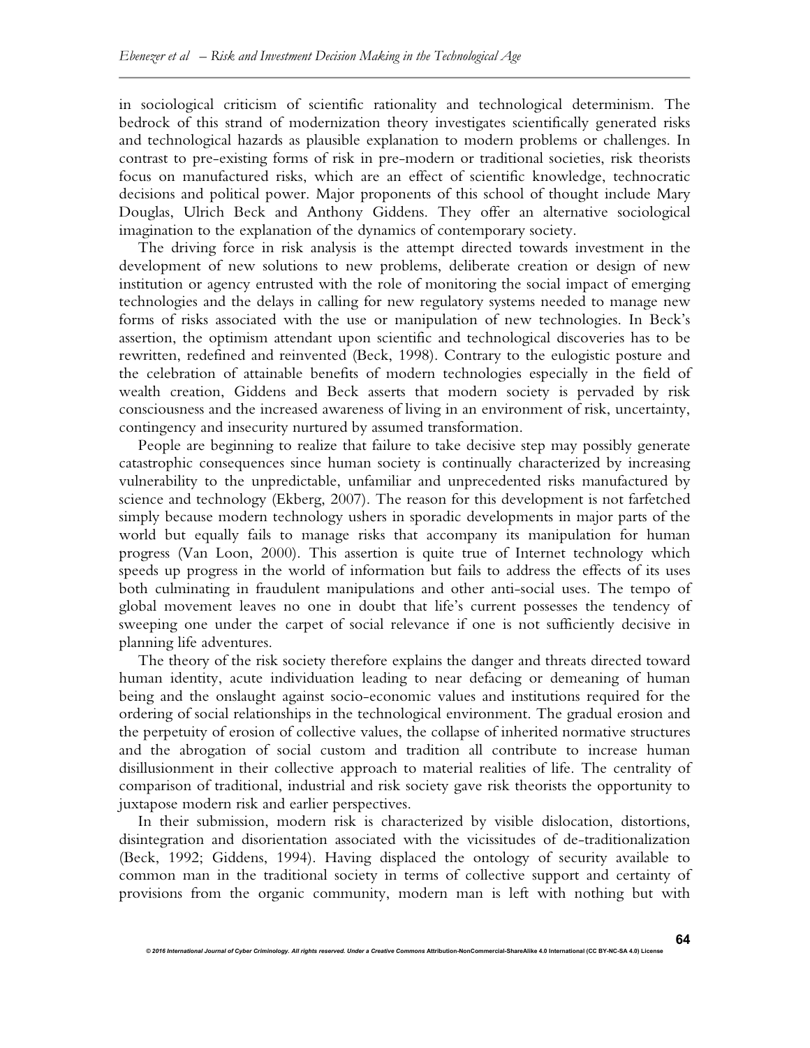in sociological criticism of scientific rationality and technological determinism. The bedrock of this strand of modernization theory investigates scientifically generated risks and technological hazards as plausible explanation to modern problems or challenges. In contrast to pre-existing forms of risk in pre-modern or traditional societies, risk theorists focus on manufactured risks, which are an effect of scientific knowledge, technocratic decisions and political power. Major proponents of this school of thought include Mary Douglas, Ulrich Beck and Anthony Giddens. They offer an alternative sociological imagination to the explanation of the dynamics of contemporary society.

The driving force in risk analysis is the attempt directed towards investment in the development of new solutions to new problems, deliberate creation or design of new institution or agency entrusted with the role of monitoring the social impact of emerging technologies and the delays in calling for new regulatory systems needed to manage new forms of risks associated with the use or manipulation of new technologies. In Beck's assertion, the optimism attendant upon scientific and technological discoveries has to be rewritten, redefined and reinvented (Beck, 1998). Contrary to the eulogistic posture and the celebration of attainable benefits of modern technologies especially in the field of wealth creation, Giddens and Beck asserts that modern society is pervaded by risk consciousness and the increased awareness of living in an environment of risk, uncertainty, contingency and insecurity nurtured by assumed transformation.

People are beginning to realize that failure to take decisive step may possibly generate catastrophic consequences since human society is continually characterized by increasing vulnerability to the unpredictable, unfamiliar and unprecedented risks manufactured by science and technology (Ekberg, 2007). The reason for this development is not farfetched simply because modern technology ushers in sporadic developments in major parts of the world but equally fails to manage risks that accompany its manipulation for human progress (Van Loon, 2000). This assertion is quite true of Internet technology which speeds up progress in the world of information but fails to address the effects of its uses both culminating in fraudulent manipulations and other anti-social uses. The tempo of global movement leaves no one in doubt that life's current possesses the tendency of sweeping one under the carpet of social relevance if one is not sufficiently decisive in planning life adventures.

The theory of the risk society therefore explains the danger and threats directed toward human identity, acute individuation leading to near defacing or demeaning of human being and the onslaught against socio-economic values and institutions required for the ordering of social relationships in the technological environment. The gradual erosion and the perpetuity of erosion of collective values, the collapse of inherited normative structures and the abrogation of social custom and tradition all contribute to increase human disillusionment in their collective approach to material realities of life. The centrality of comparison of traditional, industrial and risk society gave risk theorists the opportunity to juxtapose modern risk and earlier perspectives.

In their submission, modern risk is characterized by visible dislocation, distortions, disintegration and disorientation associated with the vicissitudes of de-traditionalization (Beck, 1992; Giddens, 1994). Having displaced the ontology of security available to common man in the traditional society in terms of collective support and certainty of provisions from the organic community, modern man is left with nothing but with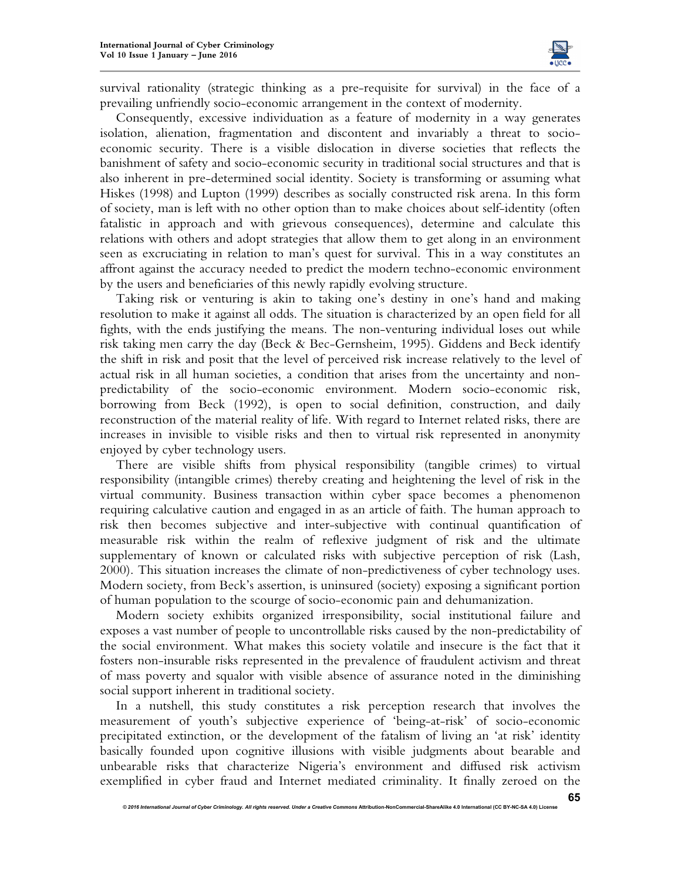survival rationality (strategic thinking as a pre-requisite for survival) in the face of a prevailing unfriendly socio-economic arrangement in the context of modernity.

Consequently, excessive individuation as a feature of modernity in a way generates isolation, alienation, fragmentation and discontent and invariably a threat to socio-economic security. There is a visible dislocation in diverse societies that reflects the banishment of safety and socio-economic security in traditional social structures and that is also inherent in pre-determined social identity. Society is transforming or assuming what Hiskes (1998) and Lupton (1999) describes as socially constructed risk arena. In this form of society, man is left with no other option than to make choices about self-identity (often fatalistic in approach and with grievous consequences), determine and calculate this relations with others and adopt strategies that allow them to get along in an environment seen as excruciating in relation to man's quest for survival. This in a way constitutes an affront against the accuracy needed to predict the modern techno-economic environment by the users and beneficiaries of this newly rapidly evolving structure.

Taking risk or venturing is akin to taking one's destiny in one's hand and making resolution to make it against all odds. The situation is characterized by an open field for all fights, with the ends justifying the means. The non-venturing individual loses out while risk taking men carry the day (Beck & Bec-Gernsheim, 1995). Giddens and Beck identify the shift in risk and posit that the level of perceived risk increase relatively to the level of actual risk in all human societies, a condition that arises from the uncertainty and non-predictability of the socio-economic environment. Modern socio-economic risk, borrowing from Beck (1992), is open to social definition, construction, and daily reconstruction of the material reality of life. With regard to Internet related risks, there are increases in invisible to visible risks and then to virtual risk represented in anonymity enjoyed by cyber technology users.

There are visible shifts from physical responsibility (tangible crimes) to virtual responsibility (intangible crimes) thereby creating and heightening the level of risk in the virtual community. Business transaction within cyber space becomes a phenomenon requiring calculative caution and engaged in as an article of faith. The human approach to risk then becomes subjective and inter-subjective with continual quantification of measurable risk within the realm of reflexive judgment of risk and the ultimate supplementary of known or calculated risks with subjective perception of risk (Lash, 2000). This situation increases the climate of non-predictiveness of cyber technology uses. Modern society, from Beck's assertion, is uninsured (society) exposing a significant portion of human population to the scourge of socio-economic pain and dehumanization.

Modern society exhibits organized irresponsibility, social institutional failure and exposes a vast number of people to uncontrollable risks caused by the non-predictability of the social environment. What makes this society volatile and insecure is the fact that it fosters non-insurable risks represented in the prevalence of fraudulent activism and threat of mass poverty and squalor with visible absence of assurance noted in the diminishing social support inherent in traditional society.

In a nutshell, this study constitutes a risk perception research that involves the measurement of youth's subjective experience of 'being-at-risk' of socio-economic precipitated extinction, or the development of the fatalism of living an 'at risk' identity basically founded upon cognitive illusions with visible judgments about bearable and unbearable risks that characterize Nigeria's environment and diffused risk activism exemplified in cyber fraud and Internet mediated criminality. It finally zeroed on the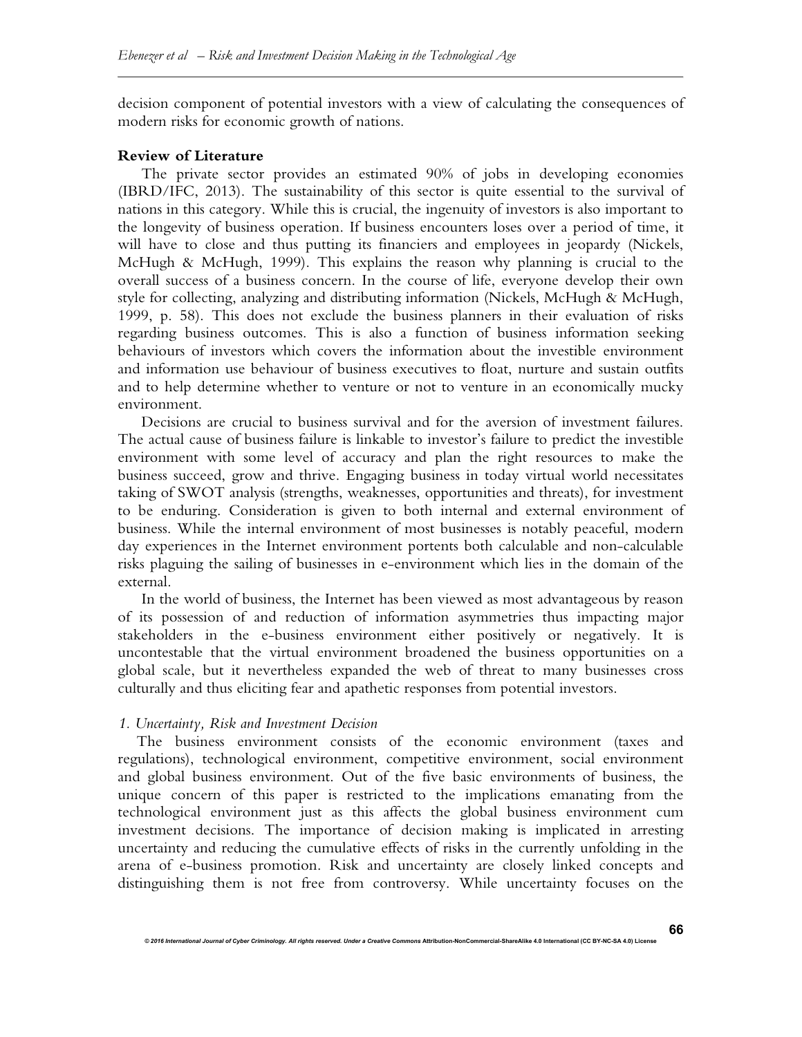decision component of potential investors with a view of calculating the consequences of modern risks for economic growth of nations.

**Review of Literature**

The private sector provides an estimated 90% of jobs in developing economies (IBRD/IFC, 2013). The sustainability of this sector is quite essential to the survival of nations in this category. While this is crucial, the ingenuity of investors is also important to the longevity of business operation. If business encounters loses over a period of time, it will have to close and thus putting its financiers and employees in jeopardy (Nickels, McHugh & McHugh, 1999). This explains the reason why planning is crucial to the overall success of a business concern. In the course of life, everyone develop their own style for collecting, analyzing and distributing information (Nickels, McHugh & McHugh, 1999, p. 58). This does not exclude the business planners in their evaluation of risks regarding business outcomes. This is also a function of business information seeking behaviours of investors which covers the information about the investible environment and information use behaviour of business executives to float, nurture and sustain outfits and to help determine whether to venture or not to venture in an economically mucky environment.

Decisions are crucial to business survival and for the aversion of investment failures. The actual cause of business failure is linkable to investor's failure to predict the investible environment with some level of accuracy and plan the right resources to make the business succeed, grow and thrive. Engaging business in today virtual world necessitates taking of SWOT analysis (strengths, weaknesses, opportunities and threats), for investment to be enduring. Consideration is given to both internal and external environment of business. While the internal environment of most businesses is notably peaceful, modern day experiences in the Internet environment portents both calculable and non-calculable risks plaguing the sailing of businesses in e-environment which lies in the domain of the external.

In the world of business, the Internet has been viewed as most advantageous by reason of its possession of and reduction of information asymmetries thus impacting major stakeholders in the e-business environment either positively or negatively. It is uncontestable that the virtual environment broadened the business opportunities on a global scale, but it nevertheless expanded the web of threat to many businesses cross culturally and thus eliciting fear and apathetic responses from potential investors.

*1. Uncertainty, Risk and Investment Decision*

The business environment consists of the economic environment (taxes and regulations), technological environment, competitive environment, social environment and global business environment. Out of the five basic environments of business, the unique concern of this paper is restricted to the implications emanating from the technological environment just as this affects the global business environment cum investment decisions. The importance of decision making is implicated in arresting uncertainty and reducing the cumulative effects of risks in the currently unfolding in the arena of e-business promotion. Risk and uncertainty are closely linked concepts and distinguishing them is not free from controversy. While uncertainty focuses on the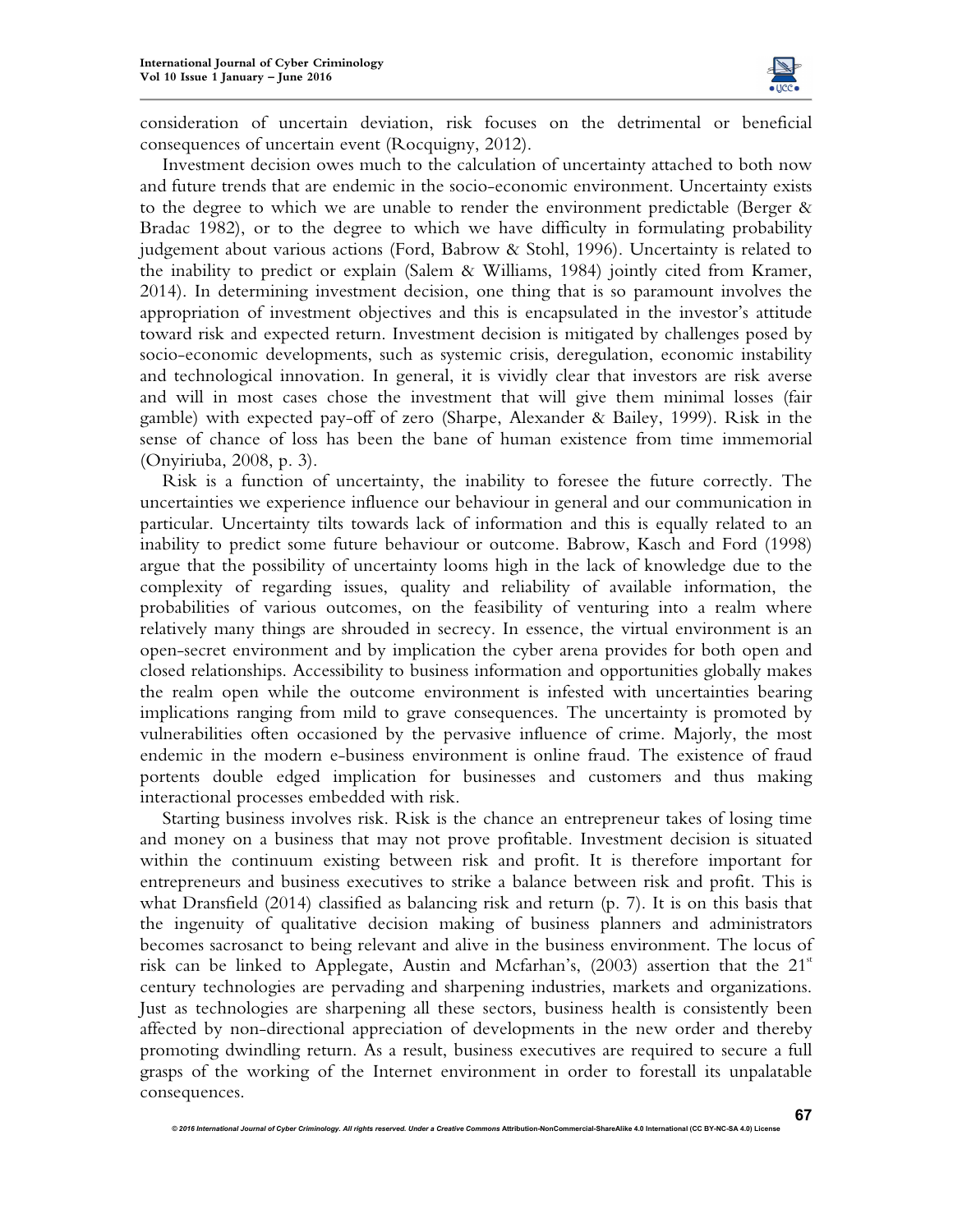consideration of uncertain deviation, risk focuses on the detrimental or beneficial consequences of uncertain event (Rocquigny, 2012).

Investment decision owes much to the calculation of uncertainty attached to both now and future trends that are endemic in the socio-economic environment. Uncertainty exists to the degree to which we are unable to render the environment predictable (Berger & Bradac 1982), or to the degree to which we have difficulty in formulating probability judgement about various actions (Ford, Babrow & Stohl, 1996). Uncertainty is related to the inability to predict or explain (Salem & Williams, 1984) jointly cited from Kramer, 2014). In determining investment decision, one thing that is so paramount involves the appropriation of investment objectives and this is encapsulated in the investor's attitude toward risk and expected return. Investment decision is mitigated by challenges posed by socio-economic developments, such as systemic crisis, deregulation, economic instability and technological innovation. In general, it is vividly clear that investors are risk averse and will in most cases chose the investment that will give them minimal losses (fair gamble) with expected pay-off of zero (Sharpe, Alexander & Bailey, 1999). Risk in the sense of chance of loss has been the bane of human existence from time immemorial (Onyiriuba, 2008, p. 3).

Risk is a function of uncertainty, the inability to foresee the future correctly. The uncertainties we experience influence our behaviour in general and our communication in particular. Uncertainty tilts towards lack of information and this is equally related to an inability to predict some future behaviour or outcome. Babrow, Kasch and Ford (1998) argue that the possibility of uncertainty looms high in the lack of knowledge due to the complexity of regarding issues, quality and reliability of available information, the probabilities of various outcomes, on the feasibility of venturing into a realm where relatively many things are shrouded in secrecy. In essence, the virtual environment is an open-secret environment and by implication the cyber arena provides for both open and closed relationships. Accessibility to business information and opportunities globally makes the realm open while the outcome environment is infested with uncertainties bearing implications ranging from mild to grave consequences. The uncertainty is promoted by vulnerabilities often occasioned by the pervasive influence of crime. Majorly, the most endemic in the modern e-business environment is online fraud. The existence of fraud portents double edged implication for businesses and customers and thus making interactional processes embedded with risk.

Starting business involves risk. Risk is the chance an entrepreneur takes of losing time and money on a business that may not prove profitable. Investment decision is situated within the continuum existing between risk and profit. It is therefore important for entrepreneurs and business executives to strike a balance between risk and profit. This is what Dransfield (2014) classified as balancing risk and return (p. 7). It is on this basis that the ingenuity of qualitative decision making of business planners and administrators becomes sacrosanct to being relevant and alive in the business environment. The locus of risk can be linked to Applegate, Austin and Mcfarhan's, (2003) assertion that the 21st century technologies are pervading and sharpening industries, markets and organizations. Just as technologies are sharpening all these sectors, business health is consistently been affected by non-directional appreciation of developments in the new order and thereby promoting dwindling return. As a result, business executives are required to secure a full grasps of the working of the Internet environment in order to forestall its unpalatable consequences.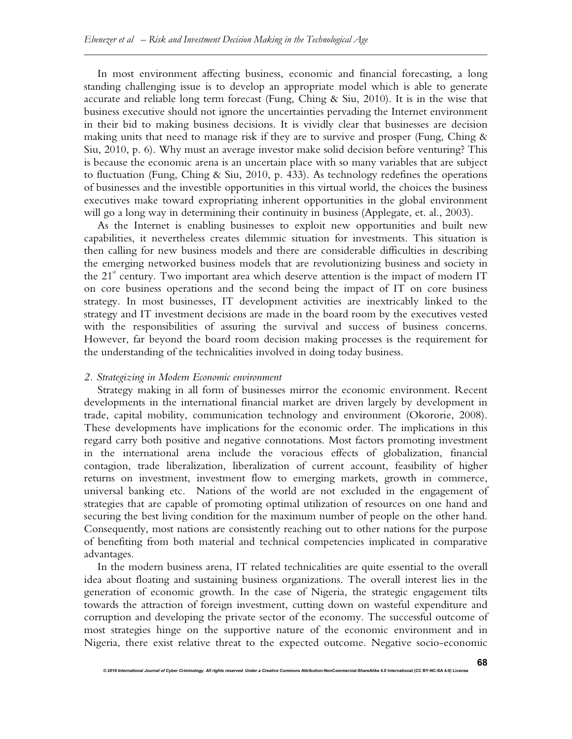In most environment affecting business, economic and financial forecasting, a long standing challenging issue is to develop an appropriate model which is able to generate accurate and reliable long term forecast (Fung, Ching & Siu, 2010). It is in the wise that business executive should not ignore the uncertainties pervading the Internet environment in their bid to making business decisions. It is vividly clear that businesses are decision making units that need to manage risk if they are to survive and prosper (Fung, Ching & Siu, 2010, p. 6). Why must an average investor make solid decision before venturing? This is because the economic arena is an uncertain place with so many variables that are subject to fluctuation (Fung, Ching & Siu, 2010, p. 433). As technology redefines the operations of businesses and the investible opportunities in this virtual world, the choices the business executives make toward expropriating inherent opportunities in the global environment will go a long way in determining their continuity in business (Applegate, et. al., 2003).

As the Internet is enabling businesses to exploit new opportunities and built new capabilities, it nevertheless creates dilemmic situation for investments. This situation is then calling for new business models and there are considerable difficulties in describing the emerging networked business models that are revolutionizing business and society in the 21st century. Two important area which deserve attention is the impact of modern IT on core business operations and the second being the impact of IT on core business strategy. In most businesses, IT development activities are inextricably linked to the strategy and IT investment decisions are made in the board room by the executives vested with the responsibilities of assuring the survival and success of business concerns. However, far beyond the board room decision making processes is the requirement for the understanding of the technicalities involved in doing today business.

### *2. Strategizing in Modern Economic environment*

Strategy making in all form of businesses mirror the economic environment. Recent developments in the international financial market are driven largely by development in trade, capital mobility, communication technology and environment (Okororie, 2008). These developments have implications for the economic order. The implications in this regard carry both positive and negative connotations. Most factors promoting investment in the international arena include the voracious effects of globalization, financial contagion, trade liberalization, liberalization of current account, feasibility of higher returns on investment, investment flow to emerging markets, growth in commerce, universal banking etc. Nations of the world are not excluded in the engagement of strategies that are capable of promoting optimal utilization of resources on one hand and securing the best living condition for the maximum number of people on the other hand. Consequently, most nations are consistently reaching out to other nations for the purpose of benefiting from both material and technical competencies implicated in comparative advantages.

In the modern business arena, IT related technicalities are quite essential to the overall idea about floating and sustaining business organizations. The overall interest lies in the generation of economic growth. In the case of Nigeria, the strategic engagement tilts towards the attraction of foreign investment, cutting down on wasteful expenditure and corruption and developing the private sector of the economy. The successful outcome of most strategies hinge on the supportive nature of the economic environment and in Nigeria, there exist relative threat to the expected outcome. Negative socio-economic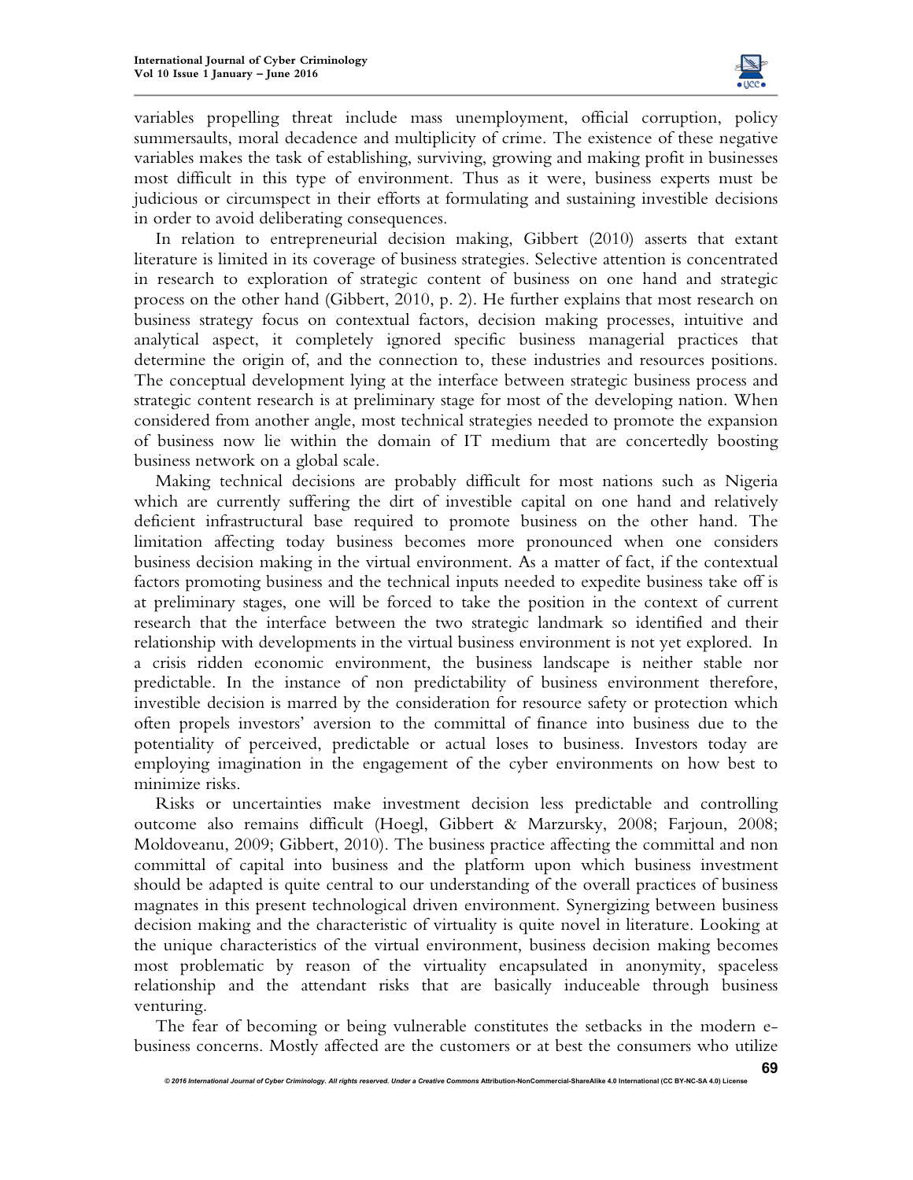variables propelling threat include mass unemployment, official corruption, policy summersaults, moral decadence and multiplicity of crime. The existence of these negative variables makes the task of establishing, surviving, growing and making profit in businesses most difficult in this type of environment. Thus as it were, business experts must be judicious or circumspect in their efforts at formulating and sustaining investible decisions in order to avoid deliberating consequences.

In relation to entrepreneurial decision making, Gibbert (2010) asserts that extant literature is limited in its coverage of business strategies. Selective attention is concentrated in research to exploration of strategic content of business on one hand and strategic process on the other hand (Gibbert, 2010, p. 2). He further explains that most research on business strategy focus on contextual factors, decision making processes, intuitive and analytical aspect, it completely ignored specific business managerial practices that determine the origin of, and the connection to, these industries and resources positions. The conceptual development lying at the interface between strategic business process and strategic content research is at preliminary stage for most of the developing nation. When considered from another angle, most technical strategies needed to promote the expansion of business now lie within the domain of IT medium that are concertedly boosting business network on a global scale.

Making technical decisions are probably difficult for most nations such as Nigeria which are currently suffering the dirt of investible capital on one hand and relatively deficient infrastructural base required to promote business on the other hand. The limitation affecting today business becomes more pronounced when one considers business decision making in the virtual environment. As a matter of fact, if the contextual factors promoting business and the technical inputs needed to expedite business take off is at preliminary stages, one will be forced to take the position in the context of current research that the interface between the two strategic landmark so identified and their relationship with developments in the virtual business environment is not yet explored. In a crisis ridden economic environment, the business landscape is neither stable nor predictable. In the instance of non predictability of business environment therefore, investible decision is marred by the consideration for resource safety or protection which often propels investors' aversion to the committal of finance into business due to the potentiality of perceived, predictable or actual loses to business. Investors today are employing imagination in the engagement of the cyber environments on how best to minimize risks.

Risks or uncertainties make investment decision less predictable and controlling outcome also remains difficult (Hoegl, Gibbert & Marzursky, 2008; Farjoun, 2008; Moldoveanu, 2009; Gibbert, 2010). The business practice affecting the committal and non committal of capital into business and the platform upon which business investment should be adapted is quite central to our understanding of the overall practices of business magnates in this present technological driven environment. Synergizing between business decision making and the characteristic of virtuality is quite novel in literature. Looking at the unique characteristics of the virtual environment, business decision making becomes most problematic by reason of the virtuality encapsulated in anonymity, spaceless relationship and the attendant risks that are basically induceable through business venturing.

The fear of becoming or being vulnerable constitutes the setbacks in the modern e-business concerns. Mostly affected are the customers or at best the consumers who utilize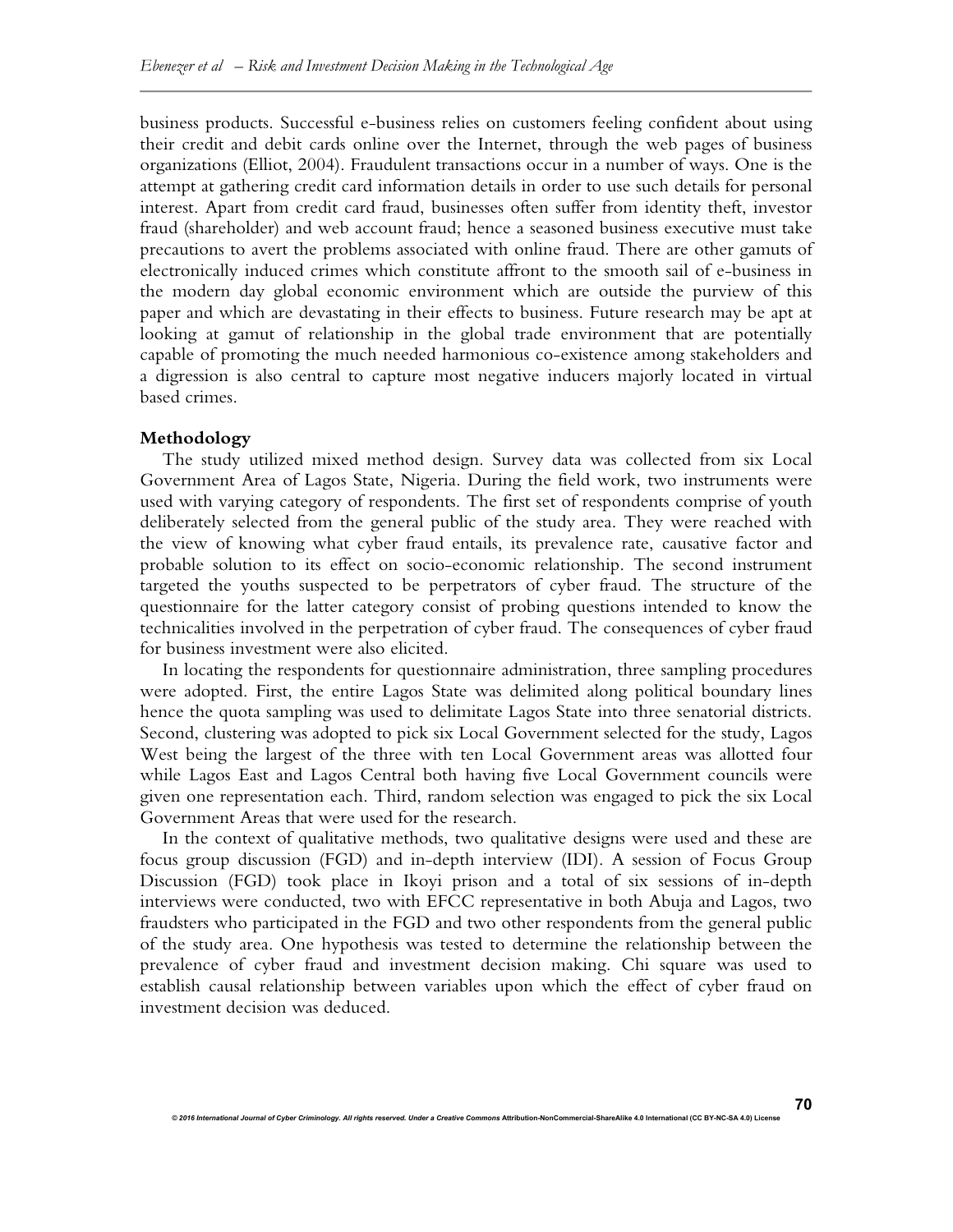business products. Successful e-business relies on customers feeling confident about using their credit and debit cards online over the Internet, through the web pages of business organizations (Elliot, 2004). Fraudulent transactions occur in a number of ways. One is the attempt at gathering credit card information details in order to use such details for personal interest. Apart from credit card fraud, businesses often suffer from identity theft, investor fraud (shareholder) and web account fraud; hence a seasoned business executive must take precautions to avert the problems associated with online fraud. There are other gamuts of electronically induced crimes which constitute affront to the smooth sail of e-business in the modern day global economic environment which are outside the purview of this paper and which are devastating in their effects to business. Future research may be apt at looking at gamut of relationship in the global trade environment that are potentially capable of promoting the much needed harmonious co-existence among stakeholders and a digression is also central to capture most negative inducers majorly located in virtual based crimes.

## Methodology

The study utilized mixed method design. Survey data was collected from six Local Government Area of Lagos State, Nigeria. During the field work, two instruments were used with varying category of respondents. The first set of respondents comprise of youth deliberately selected from the general public of the study area. They were reached with the view of knowing what cyber fraud entails, its prevalence rate, causative factor and probable solution to its effect on socio-economic relationship. The second instrument targeted the youths suspected to be perpetrators of cyber fraud. The structure of the questionnaire for the latter category consist of probing questions intended to know the technicalities involved in the perpetration of cyber fraud. The consequences of cyber fraud for business investment were also elicited.

In locating the respondents for questionnaire administration, three sampling procedures were adopted. First, the entire Lagos State was delimited along political boundary lines hence the quota sampling was used to delimitate Lagos State into three senatorial districts. Second, clustering was adopted to pick six Local Government selected for the study, Lagos West being the largest of the three with ten Local Government areas was allotted four while Lagos East and Lagos Central both having five Local Government councils were given one representation each. Third, random selection was engaged to pick the six Local Government Areas that were used for the research.

In the context of qualitative methods, two qualitative designs were used and these are focus group discussion (FGD) and in-depth interview (IDI). A session of Focus Group Discussion (FGD) took place in Ikoyi prison and a total of six sessions of in-depth interviews were conducted, two with EFCC representative in both Abuja and Lagos, two fraudsters who participated in the FGD and two other respondents from the general public of the study area. One hypothesis was tested to determine the relationship between the prevalence of cyber fraud and investment decision making. Chi square was used to establish causal relationship between variables upon which the effect of cyber fraud on investment decision was deduced.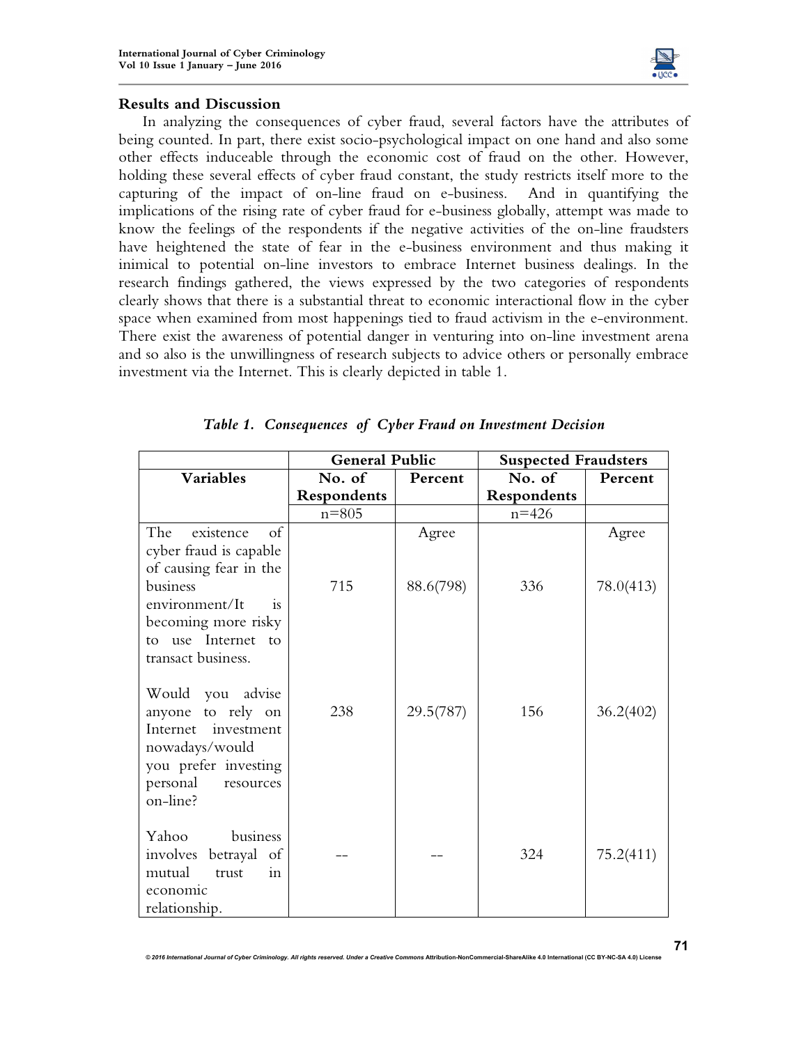## Results and Discussion

In analyzing the consequences of cyber fraud, several factors have the attributes of being counted. In part, there exist socio-psychological impact on one hand and also some other effects induceable through the economic cost of fraud on the other. However, holding these several effects of cyber fraud constant, the study restricts itself more to the capturing of the impact of on-line fraud on e-business. And in quantifying the implications of the rising rate of cyber fraud for e-business globally, attempt was made to know the feelings of the respondents if the negative activities of the on-line fraudsters have heightened the state of fear in the e-business environment and thus making it inimical to potential on-line investors to embrace Internet business dealings. In the research findings gathered, the views expressed by the two categories of respondents clearly shows that there is a substantial threat to economic interactional flow in the cyber space when examined from most happenings tied to fraud activism in the e-environment. There exist the awareness of potential danger in venturing into on-line investment arena and so also is the unwillingness of research subjects to advice others or personally embrace investment via the Internet. This is clearly depicted in table 1.

*Table 1. Consequences of Cyber Fraud on Investment Decision*

| | General Public | | Suspected Fraudsters | |
|---|---|---|---|---|
| **Variables** | **No. of Respondents** | **Percent** | **No. of Respondents** | **Percent** |
| | n=805 | | n=426 | |
| The existence of cyber fraud is capable of causing fear in the business environment/It is becoming more risky to use Internet to transact business. | 715 | Agree 88.6(798) | 336 | Agree 78.0(413) |
| Would you advise anyone to rely on Internet investment nowadays/would you prefer investing personal resources on-line? | 238 | 29.5(787) | 156 | 36.2(402) |
| Yahoo business involves betrayal of mutual trust in economic relationship. | -- | -- | 324 | 75.2(411) |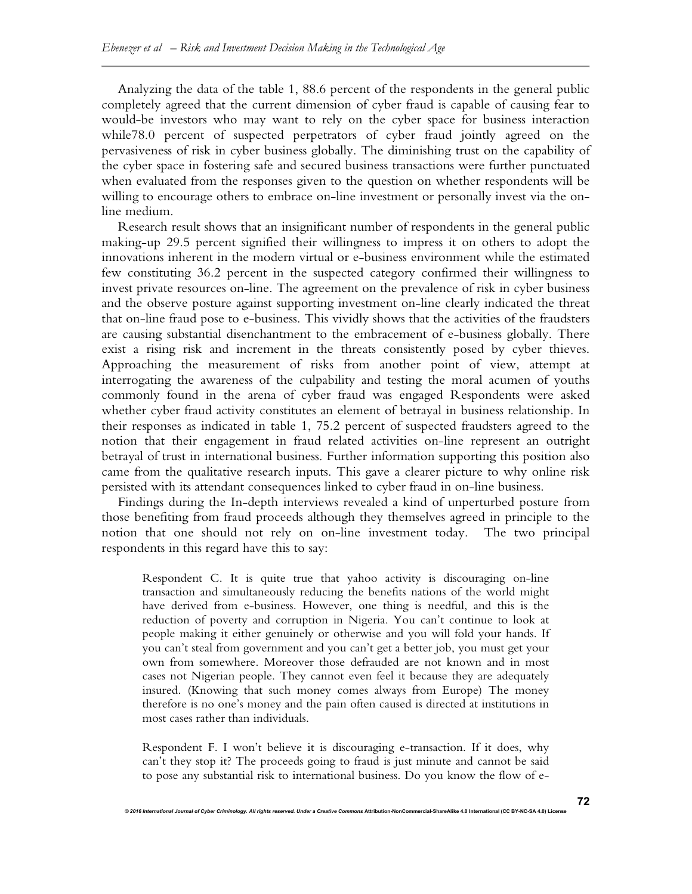Analyzing the data of the table 1, 88.6 percent of the respondents in the general public completely agreed that the current dimension of cyber fraud is capable of causing fear to would-be investors who may want to rely on the cyber space for business interaction while78.0 percent of suspected perpetrators of cyber fraud jointly agreed on the pervasiveness of risk in cyber business globally. The diminishing trust on the capability of the cyber space in fostering safe and secured business transactions were further punctuated when evaluated from the responses given to the question on whether respondents will be willing to encourage others to embrace on-line investment or personally invest via the on-line medium.

Research result shows that an insignificant number of respondents in the general public making-up 29.5 percent signified their willingness to impress it on others to adopt the innovations inherent in the modern virtual or e-business environment while the estimated few constituting 36.2 percent in the suspected category confirmed their willingness to invest private resources on-line. The agreement on the prevalence of risk in cyber business and the observe posture against supporting investment on-line clearly indicated the threat that on-line fraud pose to e-business. This vividly shows that the activities of the fraudsters are causing substantial disenchantment to the embracement of e-business globally. There exist a rising risk and increment in the threats consistently posed by cyber thieves. Approaching the measurement of risks from another point of view, attempt at interrogating the awareness of the culpability and testing the moral acumen of youths commonly found in the arena of cyber fraud was engaged Respondents were asked whether cyber fraud activity constitutes an element of betrayal in business relationship. In their responses as indicated in table 1, 75.2 percent of suspected fraudsters agreed to the notion that their engagement in fraud related activities on-line represent an outright betrayal of trust in international business. Further information supporting this position also came from the qualitative research inputs. This gave a clearer picture to why online risk persisted with its attendant consequences linked to cyber fraud in on-line business.

Findings during the In-depth interviews revealed a kind of unperturbed posture from those benefiting from fraud proceeds although they themselves agreed in principle to the notion that one should not rely on on-line investment today. The two principal respondents in this regard have this to say:

> Respondent C. It is quite true that yahoo activity is discouraging on-line transaction and simultaneously reducing the benefits nations of the world might have derived from e-business. However, one thing is needful, and this is the reduction of poverty and corruption in Nigeria. You can't continue to look at people making it either genuinely or otherwise and you will fold your hands. If you can't steal from government and you can't get a better job, you must get your own from somewhere. Moreover those defrauded are not known and in most cases not Nigerian people. They cannot even feel it because they are adequately insured. (Knowing that such money comes always from Europe) The money therefore is no one's money and the pain often caused is directed at institutions in most cases rather than individuals.

> Respondent F. I won't believe it is discouraging e-transaction. If it does, why can't they stop it? The proceeds going to fraud is just minute and cannot be said to pose any substantial risk to international business. Do you know the flow of e-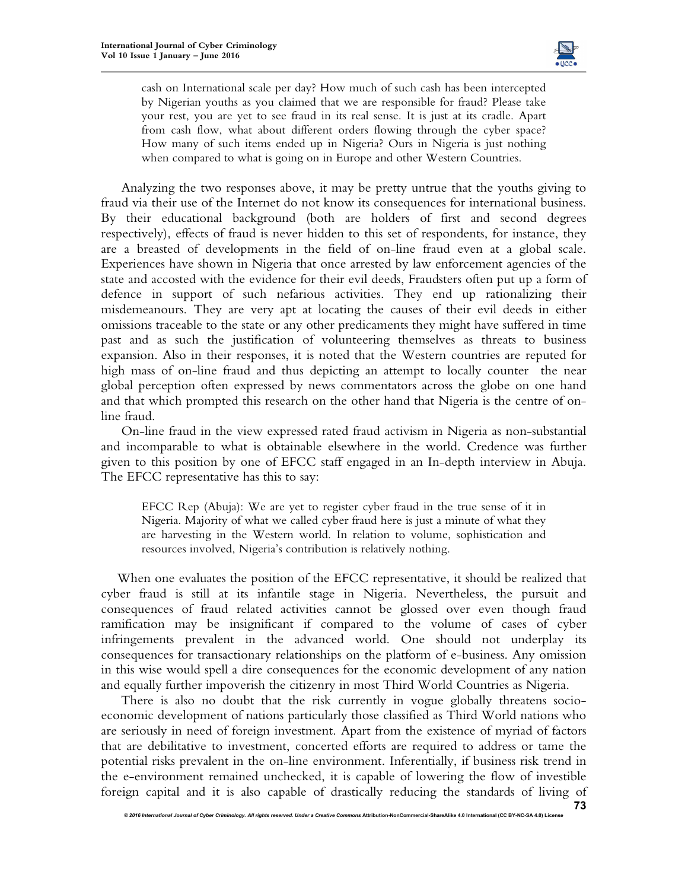> cash on International scale per day? How much of such cash has been intercepted by Nigerian youths as you claimed that we are responsible for fraud? Please take your rest, you are yet to see fraud in its real sense. It is just at its cradle. Apart from cash flow, what about different orders flowing through the cyber space? How many of such items ended up in Nigeria? Ours in Nigeria is just nothing when compared to what is going on in Europe and other Western Countries.

Analyzing the two responses above, it may be pretty untrue that the youths giving to fraud via their use of the Internet do not know its consequences for international business. By their educational background (both are holders of first and second degrees respectively), effects of fraud is never hidden to this set of respondents, for instance, they are a breasted of developments in the field of on-line fraud even at a global scale. Experiences have shown in Nigeria that once arrested by law enforcement agencies of the state and accosted with the evidence for their evil deeds, Fraudsters often put up a form of defence in support of such nefarious activities. They end up rationalizing their misdemeanours. They are very apt at locating the causes of their evil deeds in either omissions traceable to the state or any other predicaments they might have suffered in time past and as such the justification of volunteering themselves as threats to business expansion. Also in their responses, it is noted that the Western countries are reputed for high mass of on-line fraud and thus depicting an attempt to locally counter the near global perception often expressed by news commentators across the globe on one hand and that which prompted this research on the other hand that Nigeria is the centre of on-line fraud.

On-line fraud in the view expressed rated fraud activism in Nigeria as non-substantial and incomparable to what is obtainable elsewhere in the world. Credence was further given to this position by one of EFCC staff engaged in an In-depth interview in Abuja. The EFCC representative has this to say:

> EFCC Rep (Abuja): We are yet to register cyber fraud in the true sense of it in Nigeria. Majority of what we called cyber fraud here is just a minute of what they are harvesting in the Western world. In relation to volume, sophistication and resources involved, Nigeria's contribution is relatively nothing.

When one evaluates the position of the EFCC representative, it should be realized that cyber fraud is still at its infantile stage in Nigeria. Nevertheless, the pursuit and consequences of fraud related activities cannot be glossed over even though fraud ramification may be insignificant if compared to the volume of cases of cyber infringements prevalent in the advanced world. One should not underplay its consequences for transactionary relationships on the platform of e-business. Any omission in this wise would spell a dire consequences for the economic development of any nation and equally further impoverish the citizenry in most Third World Countries as Nigeria.

There is also no doubt that the risk currently in vogue globally threatens socio-economic development of nations particularly those classified as Third World nations who are seriously in need of foreign investment. Apart from the existence of myriad of factors that are debilitative to investment, concerted efforts are required to address or tame the potential risks prevalent in the on-line environment. Inferentially, if business risk trend in the e-environment remained unchecked, it is capable of lowering the flow of investible foreign capital and it is also capable of drastically reducing the standards of living of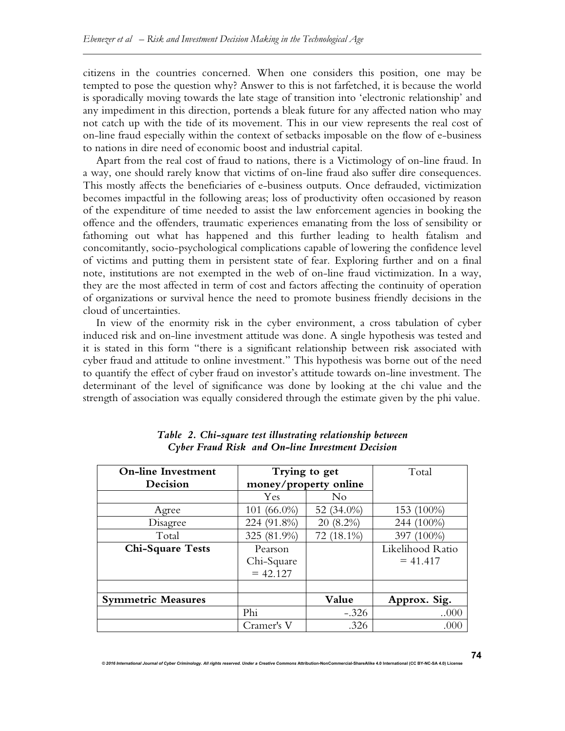citizens in the countries concerned. When one considers this position, one may be tempted to pose the question why? Answer to this is not farfetched, it is because the world is sporadically moving towards the late stage of transition into 'electronic relationship' and any impediment in this direction, portends a bleak future for any affected nation who may not catch up with the tide of its movement. This in our view represents the real cost of on-line fraud especially within the context of setbacks imposable on the flow of e-business to nations in dire need of economic boost and industrial capital.

Apart from the real cost of fraud to nations, there is a Victimology of on-line fraud. In a way, one should rarely know that victims of on-line fraud also suffer dire consequences. This mostly affects the beneficiaries of e-business outputs. Once defrauded, victimization becomes impactful in the following areas; loss of productivity often occasioned by reason of the expenditure of time needed to assist the law enforcement agencies in booking the offence and the offenders, traumatic experiences emanating from the loss of sensibility or fathoming out what has happened and this further leading to health fatalism and concomitantly, socio-psychological complications capable of lowering the confidence level of victims and putting them in persistent state of fear. Exploring further and on a final note, institutions are not exempted in the web of on-line fraud victimization. In a way, they are the most affected in term of cost and factors affecting the continuity of operation of organizations or survival hence the need to promote business friendly decisions in the cloud of uncertainties.

In view of the enormity risk in the cyber environment, a cross tabulation of cyber induced risk and on-line investment attitude was done. A single hypothesis was tested and it is stated in this form "there is a significant relationship between risk associated with cyber fraud and attitude to online investment." This hypothesis was borne out of the need to quantify the effect of cyber fraud on investor's attitude towards on-line investment. The determinant of the level of significance was done by looking at the chi value and the strength of association was equally considered through the estimate given by the phi value.

***Table 2. Chi-square test illustrating relationship between Cyber Fraud Risk and On-line Investment Decision***

| **On-line Investment Decision** | **Trying to get money/property online** | | Total |
|---|---|---|---|
| | Yes | No | |
| Agree | 101 (66.0%) | 52 (34.0%) | 153 (100%) |
| Disagree | 224 (91.8%) | 20 (8.2%) | 244 (100%) |
| Total | 325 (81.9%) | 72 (18.1%) | 397 (100%) |
| **Chi-Square Tests** | Pearson Chi-Square = 42.127 | | Likelihood Ratio = 41.417 |
| | | | |
| **Symmetric Measures** | | **Value** | **Approx. Sig.** |
| | Phi | -.326 | ..000 |
| | Cramer's V | .326 | .000 |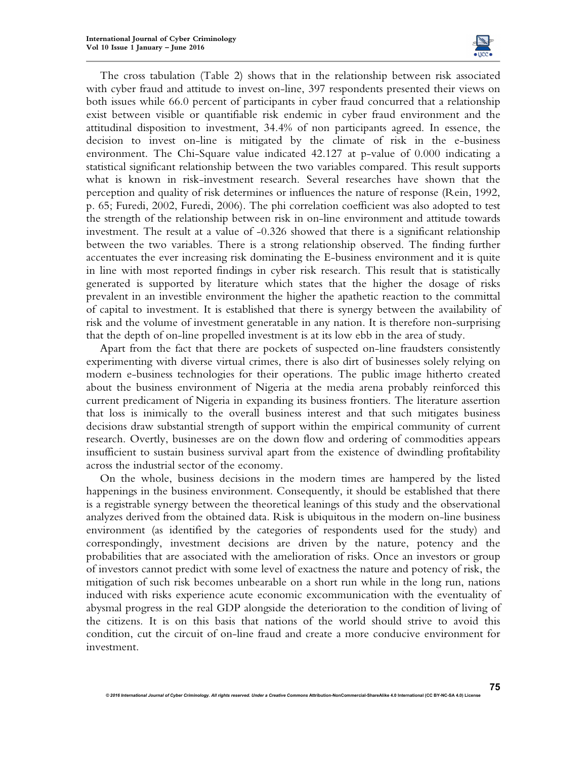The cross tabulation (Table 2) shows that in the relationship between risk associated with cyber fraud and attitude to invest on-line, 397 respondents presented their views on both issues while 66.0 percent of participants in cyber fraud concurred that a relationship exist between visible or quantifiable risk endemic in cyber fraud environment and the attitudinal disposition to investment, 34.4% of non participants agreed. In essence, the decision to invest on-line is mitigated by the climate of risk in the e-business environment. The Chi-Square value indicated 42.127 at p-value of 0.000 indicating a statistical significant relationship between the two variables compared. This result supports what is known in risk-investment research. Several researches have shown that the perception and quality of risk determines or influences the nature of response (Rein, 1992, p. 65; Furedi, 2002, Furedi, 2006). The phi correlation coefficient was also adopted to test the strength of the relationship between risk in on-line environment and attitude towards investment. The result at a value of -0.326 showed that there is a significant relationship between the two variables. There is a strong relationship observed. The finding further accentuates the ever increasing risk dominating the E-business environment and it is quite in line with most reported findings in cyber risk research. This result that is statistically generated is supported by literature which states that the higher the dosage of risks prevalent in an investible environment the higher the apathetic reaction to the committal of capital to investment. It is established that there is synergy between the availability of risk and the volume of investment generatable in any nation. It is therefore non-surprising that the depth of on-line propelled investment is at its low ebb in the area of study.

Apart from the fact that there are pockets of suspected on-line fraudsters consistently experimenting with diverse virtual crimes, there is also dirt of businesses solely relying on modern e-business technologies for their operations. The public image hitherto created about the business environment of Nigeria at the media arena probably reinforced this current predicament of Nigeria in expanding its business frontiers. The literature assertion that loss is inimically to the overall business interest and that such mitigates business decisions draw substantial strength of support within the empirical community of current research. Overtly, businesses are on the down flow and ordering of commodities appears insufficient to sustain business survival apart from the existence of dwindling profitability across the industrial sector of the economy.

On the whole, business decisions in the modern times are hampered by the listed happenings in the business environment. Consequently, it should be established that there is a registrable synergy between the theoretical leanings of this study and the observational analyzes derived from the obtained data. Risk is ubiquitous in the modern on-line business environment (as identified by the categories of respondents used for the study) and correspondingly, investment decisions are driven by the nature, potency and the probabilities that are associated with the amelioration of risks. Once an investors or group of investors cannot predict with some level of exactness the nature and potency of risk, the mitigation of such risk becomes unbearable on a short run while in the long run, nations induced with risks experience acute economic excommunication with the eventuality of abysmal progress in the real GDP alongside the deterioration to the condition of living of the citizens. It is on this basis that nations of the world should strive to avoid this condition, cut the circuit of on-line fraud and create a more conducive environment for investment.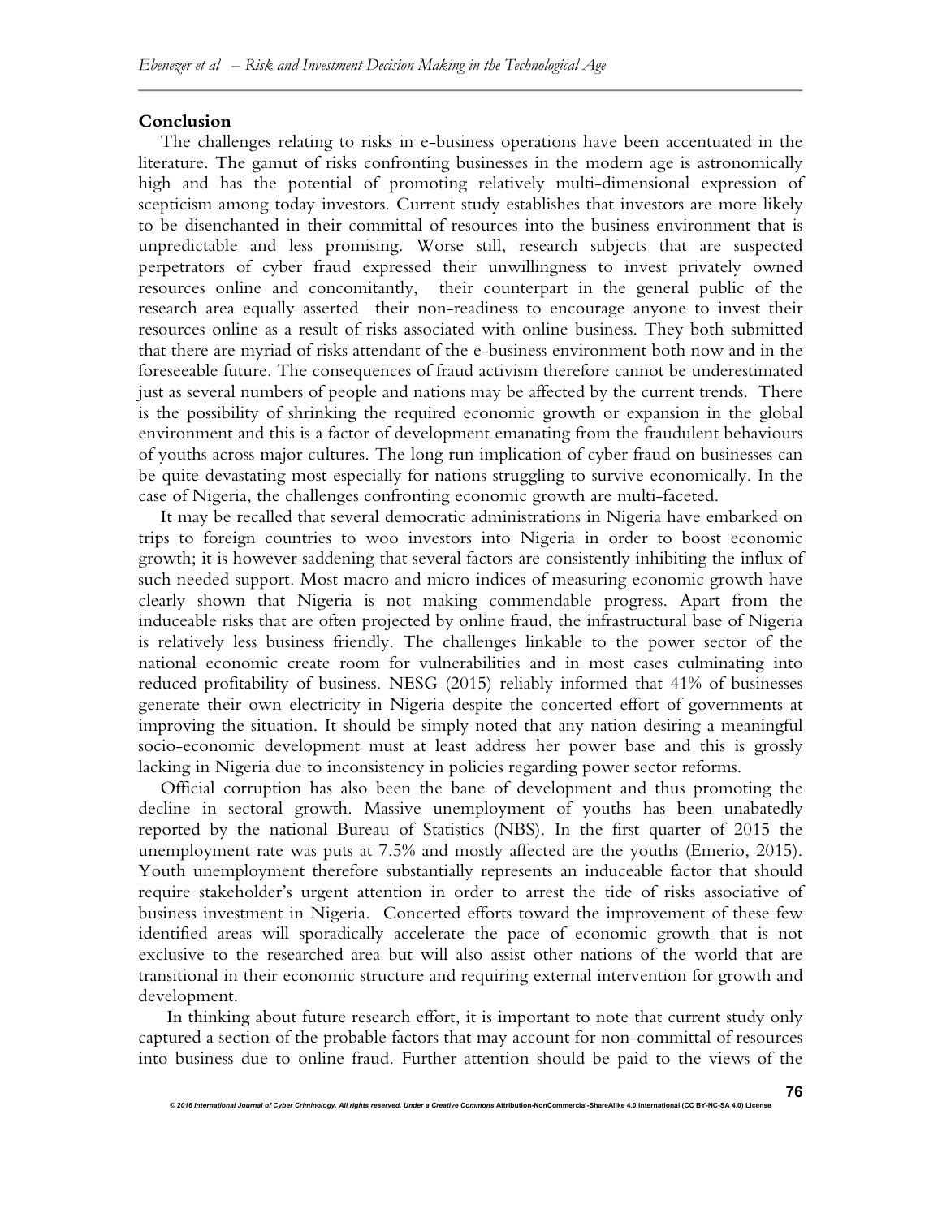**Conclusion**

The challenges relating to risks in e-business operations have been accentuated in the literature. The gamut of risks confronting businesses in the modern age is astronomically high and has the potential of promoting relatively multi-dimensional expression of scepticism among today investors. Current study establishes that investors are more likely to be disenchanted in their committal of resources into the business environment that is unpredictable and less promising. Worse still, research subjects that are suspected perpetrators of cyber fraud expressed their unwillingness to invest privately owned resources online and concomitantly, their counterpart in the general public of the research area equally asserted their non-readiness to encourage anyone to invest their resources online as a result of risks associated with online business. They both submitted that there are myriad of risks attendant of the e-business environment both now and in the foreseeable future. The consequences of fraud activism therefore cannot be underestimated just as several numbers of people and nations may be affected by the current trends. There is the possibility of shrinking the required economic growth or expansion in the global environment and this is a factor of development emanating from the fraudulent behaviours of youths across major cultures. The long run implication of cyber fraud on businesses can be quite devastating most especially for nations struggling to survive economically. In the case of Nigeria, the challenges confronting economic growth are multi-faceted.

It may be recalled that several democratic administrations in Nigeria have embarked on trips to foreign countries to woo investors into Nigeria in order to boost economic growth; it is however saddening that several factors are consistently inhibiting the influx of such needed support. Most macro and micro indices of measuring economic growth have clearly shown that Nigeria is not making commendable progress. Apart from the induceable risks that are often projected by online fraud, the infrastructural base of Nigeria is relatively less business friendly. The challenges linkable to the power sector of the national economic create room for vulnerabilities and in most cases culminating into reduced profitability of business. NESG (2015) reliably informed that 41% of businesses generate their own electricity in Nigeria despite the concerted effort of governments at improving the situation. It should be simply noted that any nation desiring a meaningful socio-economic development must at least address her power base and this is grossly lacking in Nigeria due to inconsistency in policies regarding power sector reforms.

Official corruption has also been the bane of development and thus promoting the decline in sectoral growth. Massive unemployment of youths has been unabatedly reported by the national Bureau of Statistics (NBS). In the first quarter of 2015 the unemployment rate was puts at 7.5% and mostly affected are the youths (Emerio, 2015). Youth unemployment therefore substantially represents an induceable factor that should require stakeholder's urgent attention in order to arrest the tide of risks associative of business investment in Nigeria. Concerted efforts toward the improvement of these few identified areas will sporadically accelerate the pace of economic growth that is not exclusive to the researched area but will also assist other nations of the world that are transitional in their economic structure and requiring external intervention for growth and development.

In thinking about future research effort, it is important to note that current study only captured a section of the probable factors that may account for non-committal of resources into business due to online fraud. Further attention should be paid to the views of the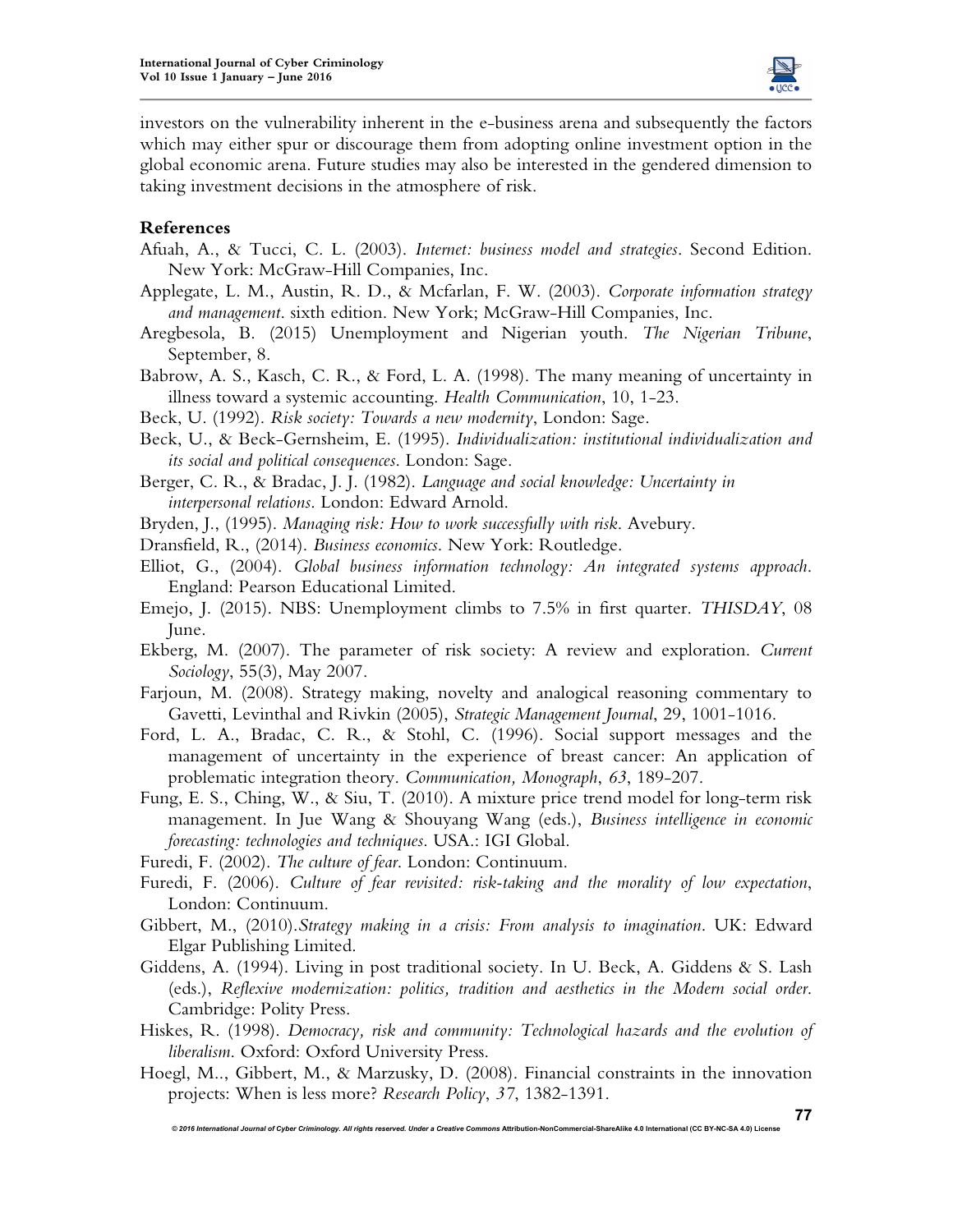investors on the vulnerability inherent in the e-business arena and subsequently the factors which may either spur or discourage them from adopting online investment option in the global economic arena. Future studies may also be interested in the gendered dimension to taking investment decisions in the atmosphere of risk.

## References

Afuah, A., & Tucci, C. L. (2003). *Internet: business model and strategies*. Second Edition. New York: McGraw-Hill Companies, Inc.

Applegate, L. M., Austin, R. D., & Mcfarlan, F. W. (2003). *Corporate information strategy and management*. sixth edition. New York; McGraw-Hill Companies, Inc.

Aregbesola, B. (2015) Unemployment and Nigerian youth. *The Nigerian Tribune*, September, 8.

Babrow, A. S., Kasch, C. R., & Ford, L. A. (1998). The many meaning of uncertainty in illness toward a systemic accounting. *Health Communication*, 10, 1-23.

Beck, U. (1992). *Risk society: Towards a new modernity*, London: Sage.

Beck, U., & Beck-Gernsheim, E. (1995). *Individualization: institutional individualization and its social and political consequences*. London: Sage.

Berger, C. R., & Bradac, J. J. (1982). *Language and social knowledge: Uncertainty in interpersonal relations*. London: Edward Arnold.

Bryden, J., (1995). *Managing risk: How to work successfully with risk*. Avebury.

Dransfield, R., (2014). *Business economics*. New York: Routledge.

Elliot, G., (2004). *Global business information technology: An integrated systems approach*. England: Pearson Educational Limited.

Emejo, J. (2015). NBS: Unemployment climbs to 7.5% in first quarter. *THISDAY*, 08 June.

Ekberg, M. (2007). The parameter of risk society: A review and exploration. *Current Sociology*, 55(3), May 2007.

Farjoun, M. (2008). Strategy making, novelty and analogical reasoning commentary to Gavetti, Levinthal and Rivkin (2005), *Strategic Management Journal*, 29, 1001-1016.

Ford, L. A., Bradac, C. R., & Stohl, C. (1996). Social support messages and the management of uncertainty in the experience of breast cancer: An application of problematic integration theory. *Communication, Monograph*, *63*, 189-207.

Fung, E. S., Ching, W., & Siu, T. (2010). A mixture price trend model for long-term risk management. In Jue Wang & Shouyang Wang (eds.), *Business intelligence in economic forecasting: technologies and techniques*. USA.: IGI Global.

Furedi, F. (2002). *The culture of fear*. London: Continuum.

Furedi, F. (2006). *Culture of fear revisited: risk-taking and the morality of low expectation*, London: Continuum.

Gibbert, M., (2010).*Strategy making in a crisis: From analysis to imagination*. UK: Edward Elgar Publishing Limited.

Giddens, A. (1994). Living in post traditional society. In U. Beck, A. Giddens & S. Lash (eds.), *Reflexive modernization: politics, tradition and aesthetics in the Modern social order*. Cambridge: Polity Press.

Hiskes, R. (1998). *Democracy, risk and community: Technological hazards and the evolution of liberalism*. Oxford: Oxford University Press.

Hoegl, M.., Gibbert, M., & Marzusky, D. (2008). Financial constraints in the innovation projects: When is less more? *Research Policy*, *37*, 1382-1391.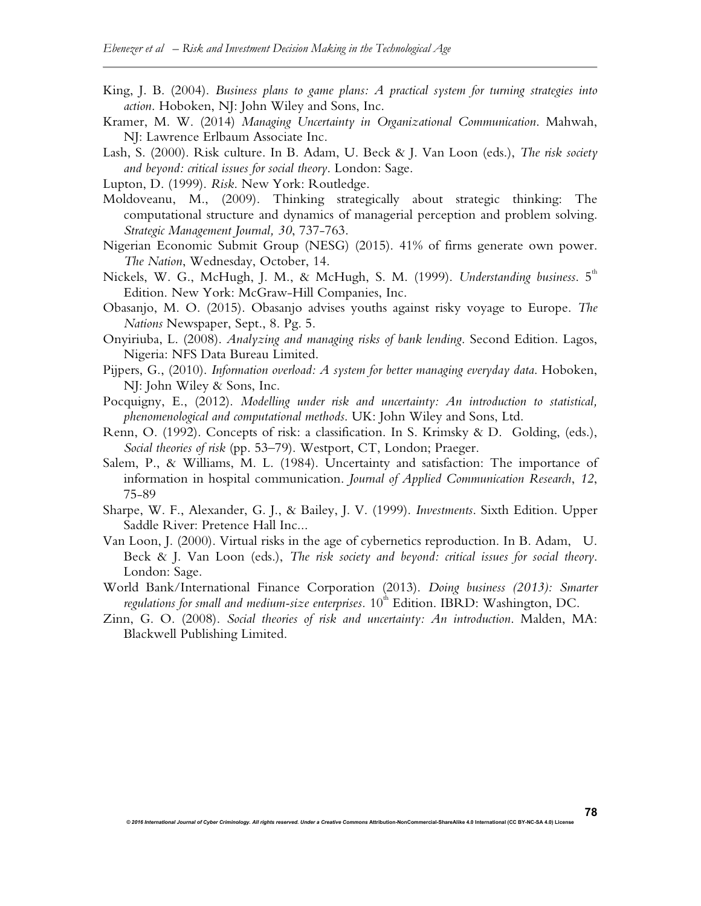King, J. B. (2004). *Business plans to game plans: A practical system for turning strategies into action*. Hoboken, NJ: John Wiley and Sons, Inc.

Kramer, M. W. (2014) *Managing Uncertainty in Organizational Communication*. Mahwah, NJ: Lawrence Erlbaum Associate Inc.

Lash, S. (2000). Risk culture. In B. Adam, U. Beck & J. Van Loon (eds.), *The risk society and beyond: critical issues for social theory*. London: Sage.

Lupton, D. (1999). *Risk*. New York: Routledge.

Moldoveanu, M., (2009). Thinking strategically about strategic thinking: The computational structure and dynamics of managerial perception and problem solving. *Strategic Management Journal, 30*, 737-763.

Nigerian Economic Submit Group (NESG) (2015). 41% of firms generate own power. *The Nation*, Wednesday, October, 14.

Nickels, W. G., McHugh, J. M., & McHugh, S. M. (1999). *Understanding business*. 5th Edition. New York: McGraw-Hill Companies, Inc.

Obasanjo, M. O. (2015). Obasanjo advises youths against risky voyage to Europe. *The Nations* Newspaper, Sept., 8. Pg. 5.

Onyiriuba, L. (2008). *Analyzing and managing risks of bank lending*. Second Edition. Lagos, Nigeria: NFS Data Bureau Limited.

Pijpers, G., (2010). *Information overload: A system for better managing everyday data*. Hoboken, NJ: John Wiley & Sons, Inc.

Pocquigny, E., (2012). *Modelling under risk and uncertainty: An introduction to statistical, phenomenological and computational methods*. UK: John Wiley and Sons, Ltd.

Renn, O. (1992). Concepts of risk: a classification. In S. Krimsky & D. Golding, (eds.), *Social theories of risk* (pp. 53–79). Westport, CT, London; Praeger.

Salem, P., & Williams, M. L. (1984). Uncertainty and satisfaction: The importance of information in hospital communication. *Journal of Applied Communication Research*, *12*, 75-89

Sharpe, W. F., Alexander, G. J., & Bailey, J. V. (1999). *Investments*. Sixth Edition. Upper Saddle River: Pretence Hall Inc...

Van Loon, J. (2000). Virtual risks in the age of cybernetics reproduction. In B. Adam, U. Beck & J. Van Loon (eds.), *The risk society and beyond: critical issues for social theory*. London: Sage.

World Bank/International Finance Corporation (2013). *Doing business (2013): Smarter regulations for small and medium-size enterprises*. 10th Edition. IBRD: Washington, DC.

Zinn, G. O. (2008). *Social theories of risk and uncertainty: An introduction*. Malden, MA: Blackwell Publishing Limited.